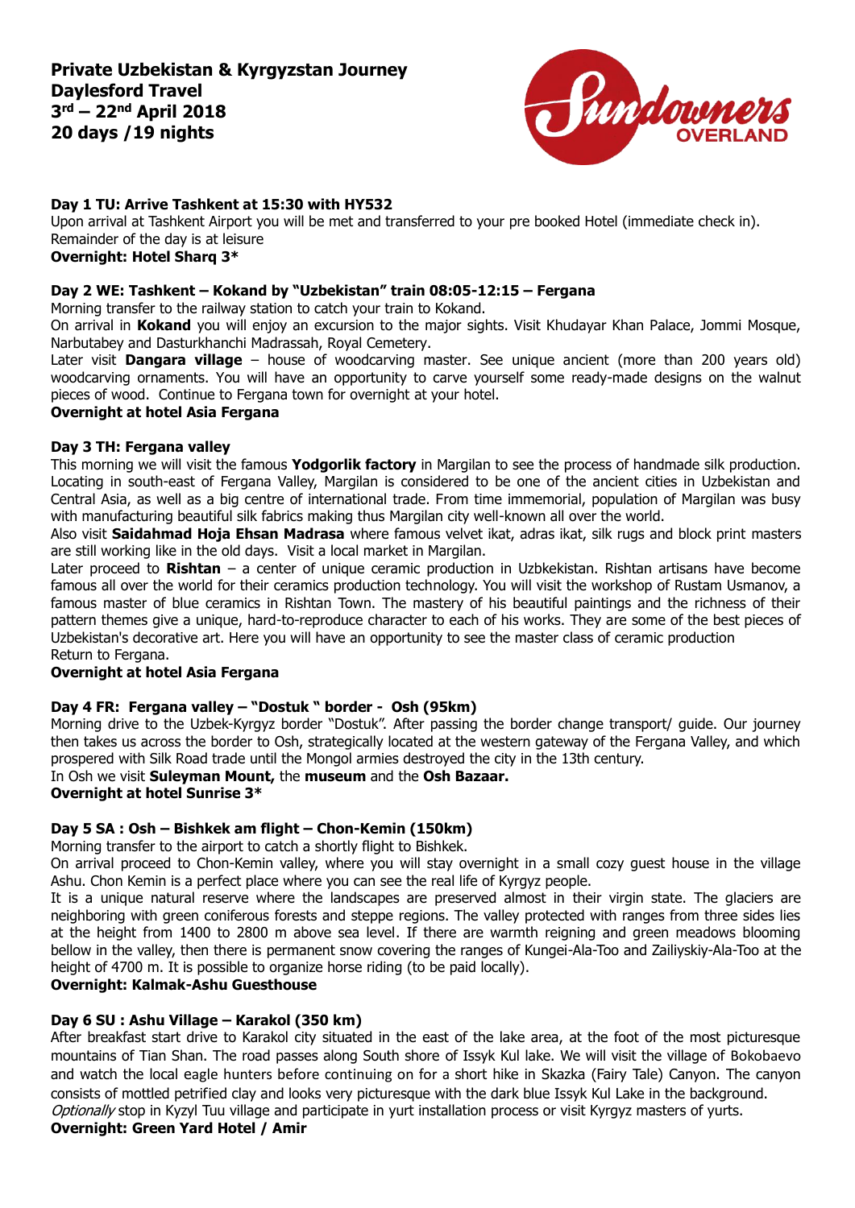# Private Uzbekistan & Kyrgyzstan Journey
## Daylesford Travel
## 3rd – 22nd April 2018
## 20 days /19 nights

Sundowners OVERLAND

**Day 1 TU: Arrive Tashkent at 15:30 with HY532**

Upon arrival at Tashkent Airport you will be met and transferred to your pre booked Hotel (immediate check in). Remainder of the day is at leisure

**Overnight: Hotel Sharq 3***

**Day 2 WE: Tashkent – Kokand by "Uzbekistan" train 08:05-12:15 – Fergana**

Morning transfer to the railway station to catch your train to Kokand.

On arrival in **Kokand** you will enjoy an excursion to the major sights. Visit Khudayar Khan Palace, Jommi Mosque, Narbutabey and Dasturkhanchi Madrassah, Royal Cemetery.

Later visit **Dangara village** – house of woodcarving master. See unique ancient (more than 200 years old) woodcarving ornaments. You will have an opportunity to carve yourself some ready-made designs on the walnut pieces of wood. Continue to Fergana town for overnight at your hotel.

**Overnight at hotel Asia Fergana**

**Day 3 TH: Fergana valley**

This morning we will visit the famous **Yodgorlik factory** in Margilan to see the process of handmade silk production. Locating in south-east of Fergana Valley, Margilan is considered to be one of the ancient cities in Uzbekistan and Central Asia, as well as a big centre of international trade. From time immemorial, population of Margilan was busy with manufacturing beautiful silk fabrics making thus Margilan city well-known all over the world.

Also visit **Saidahmad Hoja Ehsan Madrasa** where famous velvet ikat, adras ikat, silk rugs and block print masters are still working like in the old days. Visit a local market in Margilan.

Later proceed to **Rishtan** – a center of unique ceramic production in Uzbkekistan. Rishtan artisans have become famous all over the world for their ceramics production technology. You will visit the workshop of Rustam Usmanov, a famous master of blue ceramics in Rishtan Town. The mastery of his beautiful paintings and the richness of their pattern themes give a unique, hard-to-reproduce character to each of his works. They are some of the best pieces of Uzbekistan's decorative art. Here you will have an opportunity to see the master class of ceramic production

Return to Fergana.

**Overnight at hotel Asia Fergana**

**Day 4 FR: Fergana valley – "Dostuk " border - Osh (95km)**

Morning drive to the Uzbek-Kyrgyz border "Dostuk". After passing the border change transport/ guide. Our journey then takes us across the border to Osh, strategically located at the western gateway of the Fergana Valley, and which prospered with Silk Road trade until the Mongol armies destroyed the city in the 13th century.

In Osh we visit **Suleyman Mount,** the **museum** and the **Osh Bazaar.**

**Overnight at hotel Sunrise 3***

**Day 5 SA : Osh – Bishkek am flight – Chon-Kemin (150km)**

Morning transfer to the airport to catch a shortly flight to Bishkek.

On arrival proceed to Chon-Kemin valley, where you will stay overnight in a small cozy guest house in the village Ashu. Chon Kemin is a perfect place where you can see the real life of Kyrgyz people.

It is a unique natural reserve where the landscapes are preserved almost in their virgin state. The glaciers are neighboring with green coniferous forests and steppe regions. The valley protected with ranges from three sides lies at the height from 1400 to 2800 m above sea level. If there are warmth reigning and green meadows blooming bellow in the valley, then there is permanent snow covering the ranges of Kungei-Ala-Too and Zailiyskiy-Ala-Too at the height of 4700 m. It is possible to organize horse riding (to be paid locally).

**Overnight: Kalmak-Ashu Guesthouse**

**Day 6 SU : Ashu Village – Karakol (350 km)**

After breakfast start drive to Karakol city situated in the east of the lake area, at the foot of the most picturesque mountains of Tian Shan. The road passes along South shore of Issyk Kul lake. We will visit the village of Bokobaevo and watch the local eagle hunters before continuing on for a short hike in Skazka (Fairy Tale) Canyon. The canyon consists of mottled petrified clay and looks very picturesque with the dark blue Issyk Kul Lake in the background.

*Optionally* stop in Kyzyl Tuu village and participate in yurt installation process or visit Kyrgyz masters of yurts.

**Overnight: Green Yard Hotel / Amir**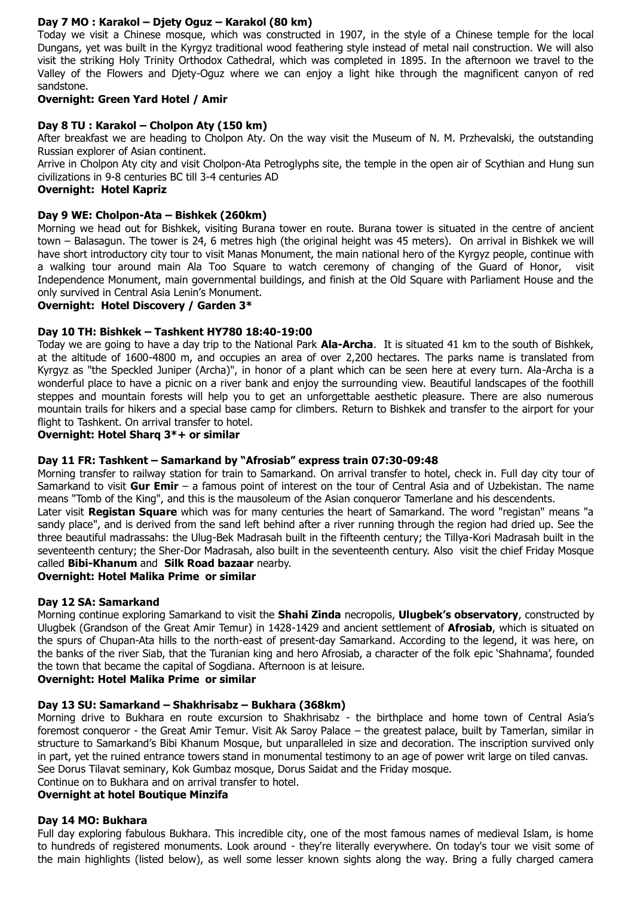**Day 7 MO : Karakol – Djety Oguz – Karakol (80 km)**

Today we visit a Chinese mosque, which was constructed in 1907, in the style of a Chinese temple for the local Dungans, yet was built in the Kyrgyz traditional wood feathering style instead of metal nail construction. We will also visit the striking Holy Trinity Orthodox Cathedral, which was completed in 1895. In the afternoon we travel to the Valley of the Flowers and Djety-Oguz where we can enjoy a light hike through the magnificent canyon of red sandstone.

**Overnight: Green Yard Hotel / Amir**

**Day 8 TU : Karakol – Cholpon Aty (150 km)**

After breakfast we are heading to Cholpon Aty. On the way visit the Museum of N. M. Przhevalski, the outstanding Russian explorer of Asian continent.

Arrive in Cholpon Aty city and visit Cholpon-Ata Petroglyphs site, the temple in the open air of Scythian and Hung sun civilizations in 9-8 centuries BC till 3-4 centuries AD

**Overnight: Hotel Kapriz**

**Day 9 WE: Cholpon-Ata – Bishkek (260km)**

Morning we head out for Bishkek, visiting Burana tower en route. Burana tower is situated in the centre of ancient town – Balasagun. The tower is 24, 6 metres high (the original height was 45 meters). On arrival in Bishkek we will have short introductory city tour to visit Manas Monument, the main national hero of the Kyrgyz people, continue with a walking tour around main Ala Too Square to watch ceremony of changing of the Guard of Honor, visit Independence Monument, main governmental buildings, and finish at the Old Square with Parliament House and the only survived in Central Asia Lenin's Monument.

**Overnight: Hotel Discovery / Garden 3***

**Day 10 TH: Bishkek – Tashkent HY780 18:40-19:00**

Today we are going to have a day trip to the National Park **Ala-Archa**. It is situated 41 km to the south of Bishkek, at the altitude of 1600-4800 m, and occupies an area of over 2,200 hectares. The parks name is translated from Kyrgyz as "the Speckled Juniper (Archa)", in honor of a plant which can be seen here at every turn. Ala-Archa is a wonderful place to have a picnic on a river bank and enjoy the surrounding view. Beautiful landscapes of the foothill steppes and mountain forests will help you to get an unforgettable aesthetic pleasure. There are also numerous mountain trails for hikers and a special base camp for climbers. Return to Bishkek and transfer to the airport for your flight to Tashkent. On arrival transfer to hotel.

**Overnight: Hotel Sharq 3*+ or similar**

**Day 11 FR: Tashkent – Samarkand by "Afrosiab" express train 07:30-09:48**

Morning transfer to railway station for train to Samarkand. On arrival transfer to hotel, check in. Full day city tour of Samarkand to visit **Gur Emir** – a famous point of interest on the tour of Central Asia and of Uzbekistan. The name means "Tomb of the King", and this is the mausoleum of the Asian conqueror Tamerlane and his descendents.

Later visit **Registan Square** which was for many centuries the heart of Samarkand. The word "registan" means "a sandy place", and is derived from the sand left behind after a river running through the region had dried up. See the three beautiful madrassahs: the Ulug-Bek Madrasah built in the fifteenth century; the Tillya-Kori Madrasah built in the seventeenth century; the Sher-Dor Madrasah, also built in the seventeenth century. Also visit the chief Friday Mosque called **Bibi-Khanum** and **Silk Road bazaar** nearby.

**Overnight: Hotel Malika Prime or similar**

**Day 12 SA: Samarkand**

Morning continue exploring Samarkand to visit the **Shahi Zinda** necropolis, **Ulugbek's observatory**, constructed by Ulugbek (Grandson of the Great Amir Temur) in 1428-1429 and ancient settlement of **Afrosiab**, which is situated on the spurs of Chupan-Ata hills to the north-east of present-day Samarkand. According to the legend, it was here, on the banks of the river Siab, that the Turanian king and hero Afrosiab, a character of the folk epic 'Shahnama', founded the town that became the capital of Sogdiana. Afternoon is at leisure.

**Overnight: Hotel Malika Prime or similar**

**Day 13 SU: Samarkand – Shakhrisabz – Bukhara (368km)**

Morning drive to Bukhara en route excursion to Shakhrisabz - the birthplace and home town of Central Asia's foremost conqueror - the Great Amir Temur. Visit Ak Saroy Palace – the greatest palace, built by Tamerlan, similar in structure to Samarkand's Bibi Khanum Mosque, but unparalleled in size and decoration. The inscription survived only in part, yet the ruined entrance towers stand in monumental testimony to an age of power writ large on tiled canvas.

See Dorus Tilavat seminary, Kok Gumbaz mosque, Dorus Saidat and the Friday mosque.

Continue on to Bukhara and on arrival transfer to hotel.

**Overnight at hotel Boutique Minzifa**

**Day 14 MO: Bukhara**

Full day exploring fabulous Bukhara. This incredible city, one of the most famous names of medieval Islam, is home to hundreds of registered monuments. Look around - they're literally everywhere. On today's tour we visit some of the main highlights (listed below), as well some lesser known sights along the way. Bring a fully charged camera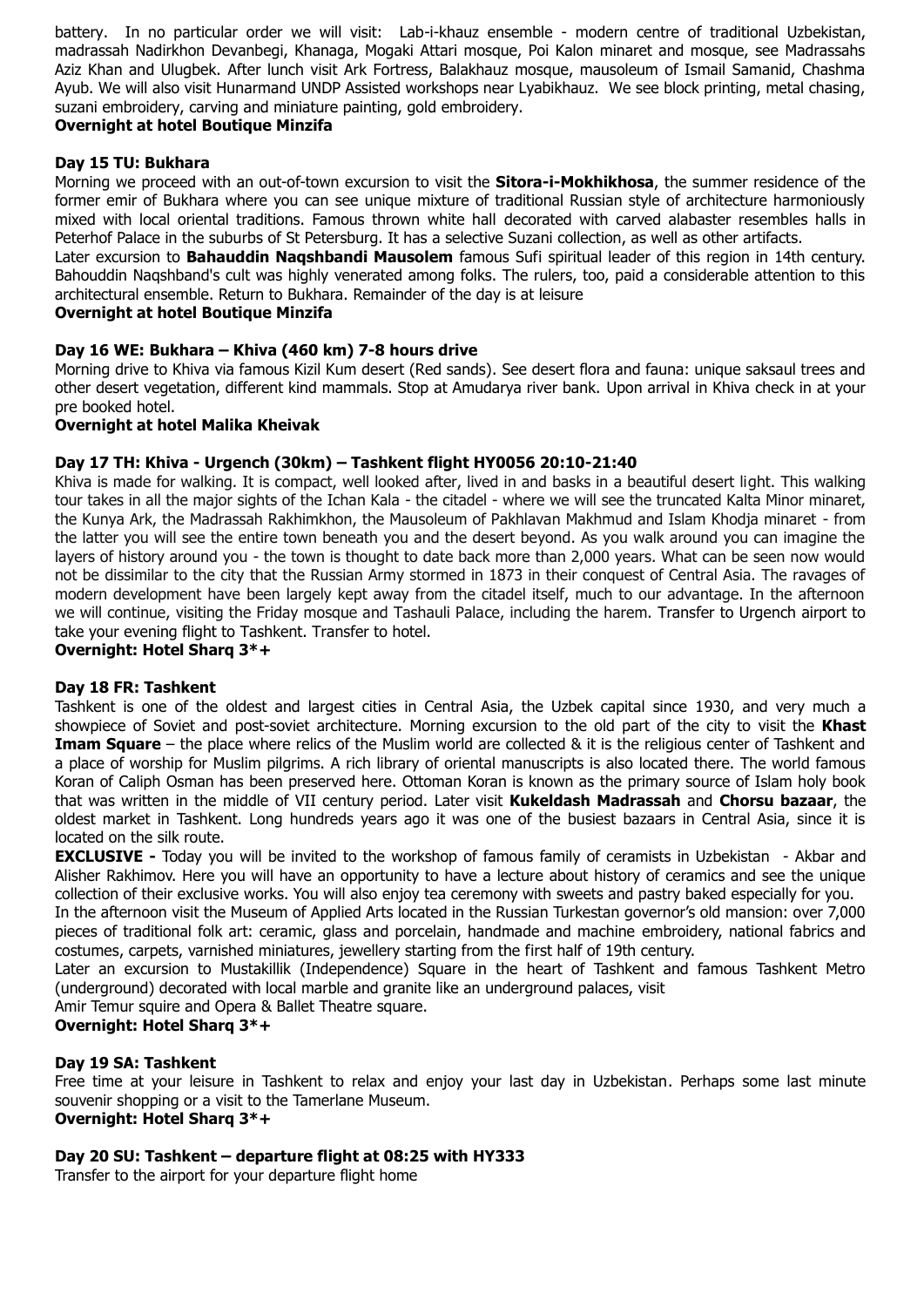battery. In no particular order we will visit: Lab-i-khauz ensemble - modern centre of traditional Uzbekistan, madrassah Nadirkhon Devanbegi, Khanaga, Mogaki Attari mosque, Poi Kalon minaret and mosque, see Madrassahs Aziz Khan and Ulugbek. After lunch visit Ark Fortress, Balakhauz mosque, mausoleum of Ismail Samanid, Chashma Ayub. We will also visit Hunarmand UNDP Assisted workshops near Lyabikhauz. We see block printing, metal chasing, suzani embroidery, carving and miniature painting, gold embroidery.

**Overnight at hotel Boutique Minzifa**

### Day 15 TU: Bukhara

Morning we proceed with an out-of-town excursion to visit the **Sitora-i-Mokhikhosa**, the summer residence of the former emir of Bukhara where you can see unique mixture of traditional Russian style of architecture harmoniously mixed with local oriental traditions. Famous thrown white hall decorated with carved alabaster resembles halls in Peterhof Palace in the suburbs of St Petersburg. It has a selective Suzani collection, as well as other artifacts.

Later excursion to **Bahauddin Naqshbandi Mausolem** famous Sufi spiritual leader of this region in 14th century. Bahouddin Naqshband's cult was highly venerated among folks. The rulers, too, paid a considerable attention to this architectural ensemble. Return to Bukhara. Remainder of the day is at leisure

**Overnight at hotel Boutique Minzifa**

### Day 16 WE: Bukhara – Khiva (460 km) 7-8 hours drive

Morning drive to Khiva via famous Kizil Kum desert (Red sands). See desert flora and fauna: unique saksaul trees and other desert vegetation, different kind mammals. Stop at Amudarya river bank. Upon arrival in Khiva check in at your pre booked hotel.

**Overnight at hotel Malika Kheivak**

### Day 17 TH: Khiva - Urgench (30km) – Tashkent flight HY0056 20:10-21:40

Khiva is made for walking. It is compact, well looked after, lived in and basks in a beautiful desert light. This walking tour takes in all the major sights of the Ichan Kala - the citadel - where we will see the truncated Kalta Minor minaret, the Kunya Ark, the Madrassah Rakhimkhon, the Mausoleum of Pakhlavan Makhmud and Islam Khodja minaret - from the latter you will see the entire town beneath you and the desert beyond. As you walk around you can imagine the layers of history around you - the town is thought to date back more than 2,000 years. What can be seen now would not be dissimilar to the city that the Russian Army stormed in 1873 in their conquest of Central Asia. The ravages of modern development have been largely kept away from the citadel itself, much to our advantage. In the afternoon we will continue, visiting the Friday mosque and Tashauli Palace, including the harem. Transfer to Urgench airport to take your evening flight to Tashkent. Transfer to hotel.

**Overnight: Hotel Sharq 3*+**

### Day 18 FR: Tashkent

Tashkent is one of the oldest and largest cities in Central Asia, the Uzbek capital since 1930, and very much a showpiece of Soviet and post-soviet architecture. Morning excursion to the old part of the city to visit the **Khast Imam Square** – the place where relics of the Muslim world are collected & it is the religious center of Tashkent and a place of worship for Muslim pilgrims. A rich library of oriental manuscripts is also located there. The world famous Koran of Caliph Osman has been preserved here. Ottoman Koran is known as the primary source of Islam holy book that was written in the middle of VII century period. Later visit **Kukeldash Madrassah** and **Chorsu bazaar**, the oldest market in Tashkent. Long hundreds years ago it was one of the busiest bazaars in Central Asia, since it is located on the silk route.

**EXCLUSIVE -** Today you will be invited to the workshop of famous family of ceramists in Uzbekistan - Akbar and Alisher Rakhimov. Here you will have an opportunity to have a lecture about history of ceramics and see the unique collection of their exclusive works. You will also enjoy tea ceremony with sweets and pastry baked especially for you.

In the afternoon visit the Museum of Applied Arts located in the Russian Turkestan governor's old mansion: over 7,000 pieces of traditional folk art: ceramic, glass and porcelain, handmade and machine embroidery, national fabrics and costumes, carpets, varnished miniatures, jewellery starting from the first half of 19th century.

Later an excursion to Mustakillik (Independence) Square in the heart of Tashkent and famous Tashkent Metro (underground) decorated with local marble and granite like an underground palaces, visit

Amir Temur squire and Opera & Ballet Theatre square.

**Overnight: Hotel Sharq 3*+**

### Day 19 SA: Tashkent

Free time at your leisure in Tashkent to relax and enjoy your last day in Uzbekistan. Perhaps some last minute souvenir shopping or a visit to the Tamerlane Museum.

**Overnight: Hotel Sharq 3*+**

### Day 20 SU: Tashkent – departure flight at 08:25 with HY333

Transfer to the airport for your departure flight home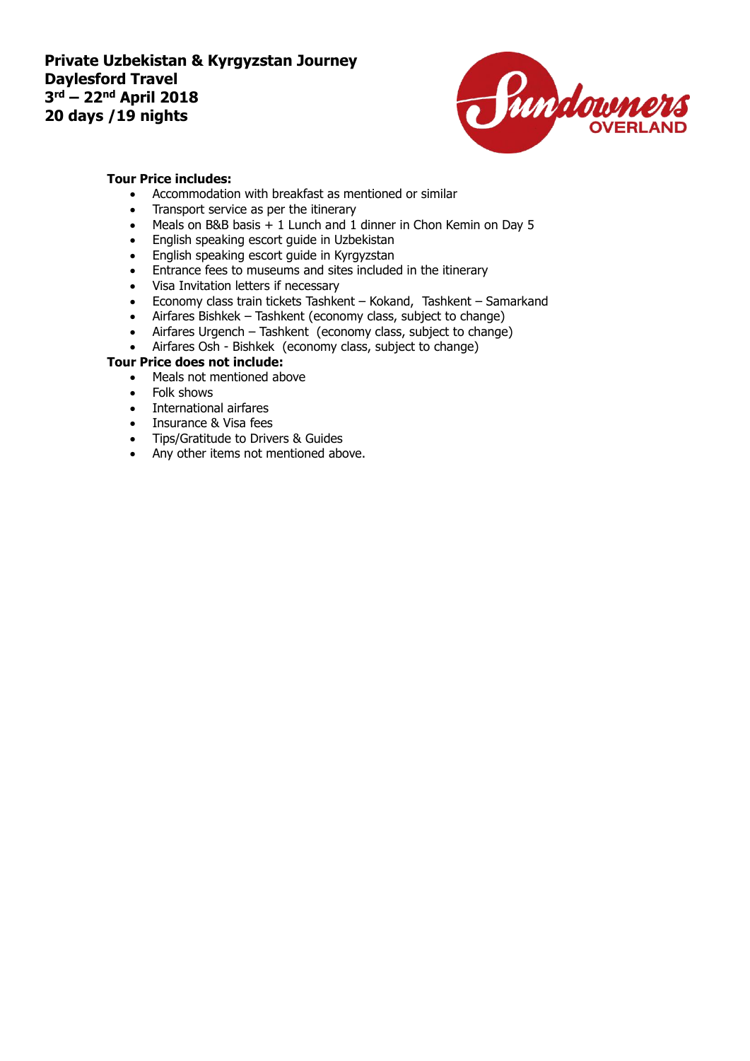**Private Uzbekistan & Kyrgyzstan Journey**
**Daylesford Travel**
**3rd – 22nd April 2018**
**20 days /19 nights**

**Tour Price includes:**

- Accommodation with breakfast as mentioned or similar
- Transport service as per the itinerary
- Meals on B&B basis + 1 Lunch and 1 dinner in Chon Kemin on Day 5
- English speaking escort guide in Uzbekistan
- English speaking escort guide in Kyrgyzstan
- Entrance fees to museums and sites included in the itinerary
- Visa Invitation letters if necessary
- Economy class train tickets Tashkent – Kokand, Tashkent – Samarkand
- Airfares Bishkek – Tashkent (economy class, subject to change)
- Airfares Urgench – Tashkent (economy class, subject to change)
- Airfares Osh - Bishkek (economy class, subject to change)

**Tour Price does not include:**

- Meals not mentioned above
- Folk shows
- International airfares
- Insurance & Visa fees
- Tips/Gratitude to Drivers & Guides
- Any other items not mentioned above.